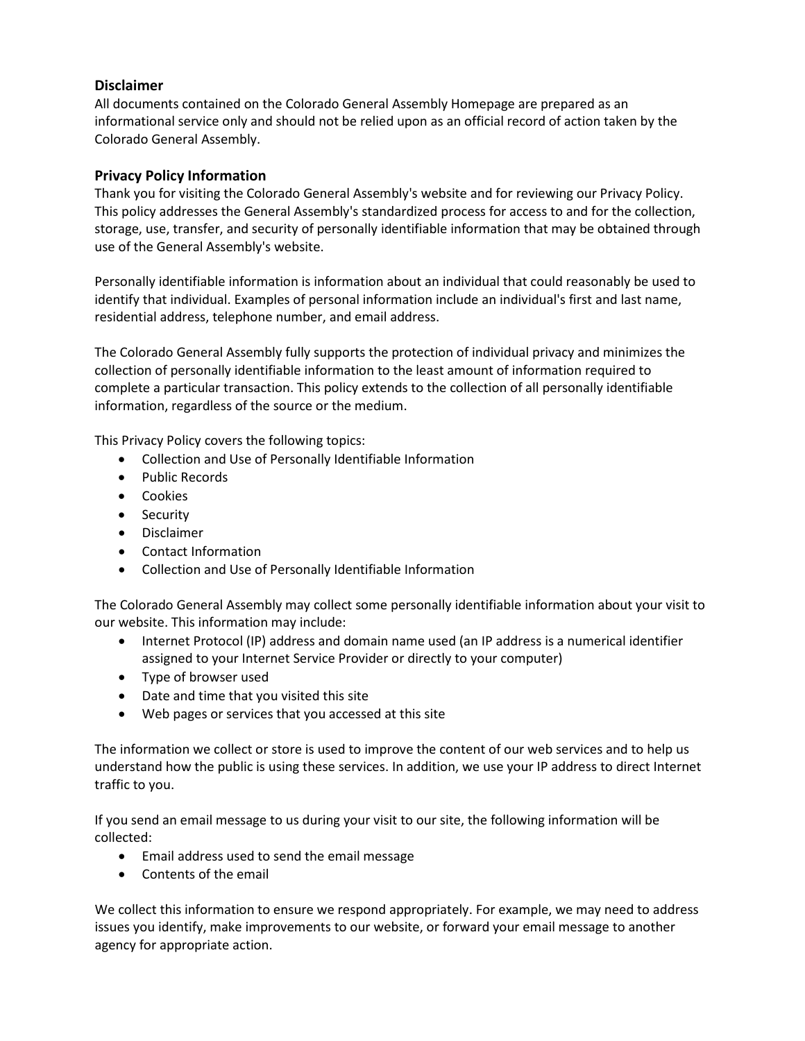## Disclaimer

All documents contained on the Colorado General Assembly Homepage are prepared as an informational service only and should not be relied upon as an official record of action taken by the Colorado General Assembly.

## Privacy Policy Information

Thank you for visiting the Colorado General Assembly's website and for reviewing our Privacy Policy. This policy addresses the General Assembly's standardized process for access to and for the collection, storage, use, transfer, and security of personally identifiable information that may be obtained through use of the General Assembly's website.

Personally identifiable information is information about an individual that could reasonably be used to identify that individual. Examples of personal information include an individual's first and last name, residential address, telephone number, and email address.

The Colorado General Assembly fully supports the protection of individual privacy and minimizes the collection of personally identifiable information to the least amount of information required to complete a particular transaction. This policy extends to the collection of all personally identifiable information, regardless of the source or the medium.

This Privacy Policy covers the following topics:

- Collection and Use of Personally Identifiable Information
- Public Records
- Cookies
- Security
- Disclaimer
- Contact Information
- Collection and Use of Personally Identifiable Information

The Colorado General Assembly may collect some personally identifiable information about your visit to our website. This information may include:

- Internet Protocol (IP) address and domain name used (an IP address is a numerical identifier assigned to your Internet Service Provider or directly to your computer)
- Type of browser used
- Date and time that you visited this site
- Web pages or services that you accessed at this site

The information we collect or store is used to improve the content of our web services and to help us understand how the public is using these services. In addition, we use your IP address to direct Internet traffic to you.

If you send an email message to us during your visit to our site, the following information will be collected:

- Email address used to send the email message
- Contents of the email

We collect this information to ensure we respond appropriately. For example, we may need to address issues you identify, make improvements to our website, or forward your email message to another agency for appropriate action.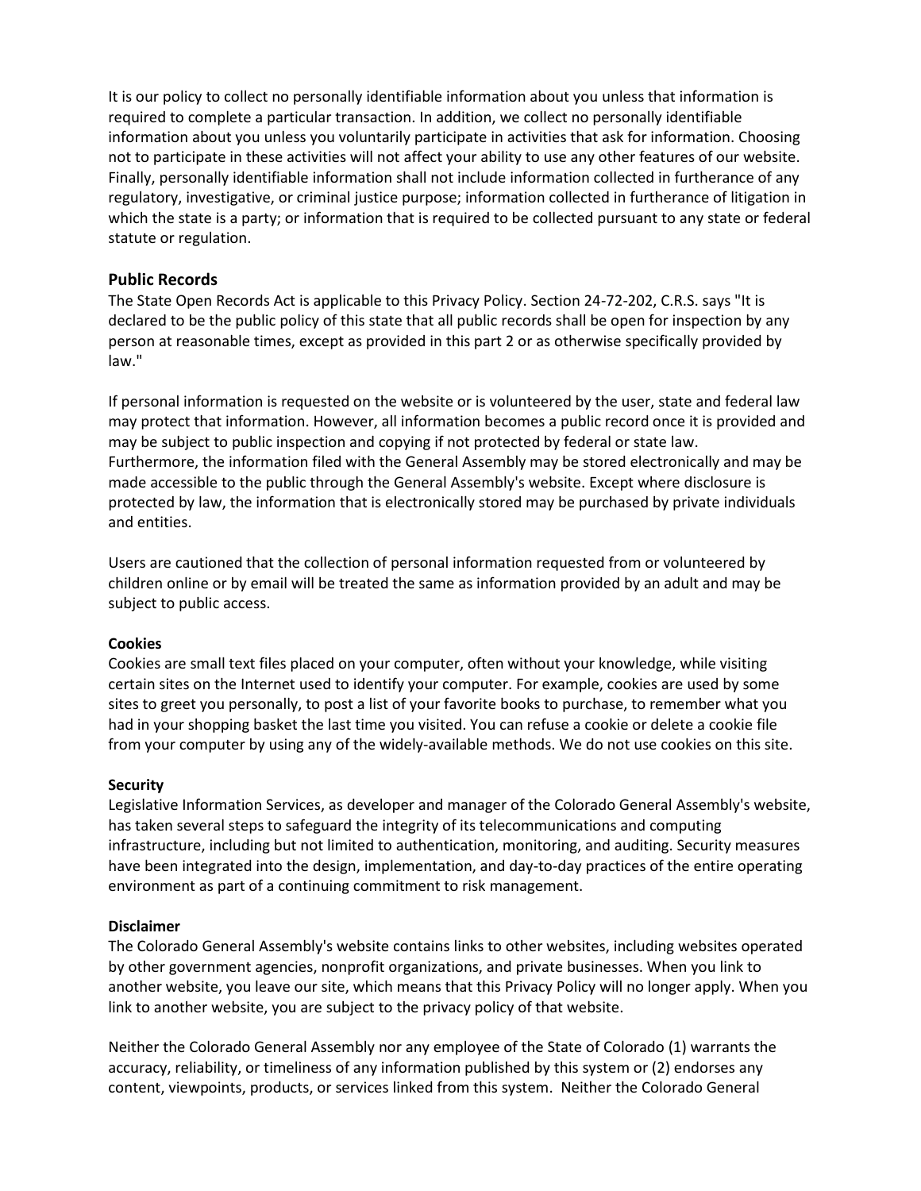It is our policy to collect no personally identifiable information about you unless that information is required to complete a particular transaction. In addition, we collect no personally identifiable information about you unless you voluntarily participate in activities that ask for information. Choosing not to participate in these activities will not affect your ability to use any other features of our website. Finally, personally identifiable information shall not include information collected in furtherance of any regulatory, investigative, or criminal justice purpose; information collected in furtherance of litigation in which the state is a party; or information that is required to be collected pursuant to any state or federal statute or regulation.

## Public Records

The State Open Records Act is applicable to this Privacy Policy. Section 24-72-202, C.R.S. says "It is declared to be the public policy of this state that all public records shall be open for inspection by any person at reasonable times, except as provided in this part 2 or as otherwise specifically provided by law."

If personal information is requested on the website or is volunteered by the user, state and federal law may protect that information. However, all information becomes a public record once it is provided and may be subject to public inspection and copying if not protected by federal or state law. Furthermore, the information filed with the General Assembly may be stored electronically and may be made accessible to the public through the General Assembly's website. Except where disclosure is protected by law, the information that is electronically stored may be purchased by private individuals and entities.

Users are cautioned that the collection of personal information requested from or volunteered by children online or by email will be treated the same as information provided by an adult and may be subject to public access.

**Cookies**

Cookies are small text files placed on your computer, often without your knowledge, while visiting certain sites on the Internet used to identify your computer. For example, cookies are used by some sites to greet you personally, to post a list of your favorite books to purchase, to remember what you had in your shopping basket the last time you visited. You can refuse a cookie or delete a cookie file from your computer by using any of the widely-available methods. We do not use cookies on this site.

**Security**

Legislative Information Services, as developer and manager of the Colorado General Assembly's website, has taken several steps to safeguard the integrity of its telecommunications and computing infrastructure, including but not limited to authentication, monitoring, and auditing. Security measures have been integrated into the design, implementation, and day-to-day practices of the entire operating environment as part of a continuing commitment to risk management.

**Disclaimer**

The Colorado General Assembly's website contains links to other websites, including websites operated by other government agencies, nonprofit organizations, and private businesses. When you link to another website, you leave our site, which means that this Privacy Policy will no longer apply. When you link to another website, you are subject to the privacy policy of that website.

Neither the Colorado General Assembly nor any employee of the State of Colorado (1) warrants the accuracy, reliability, or timeliness of any information published by this system or (2) endorses any content, viewpoints, products, or services linked from this system. Neither the Colorado General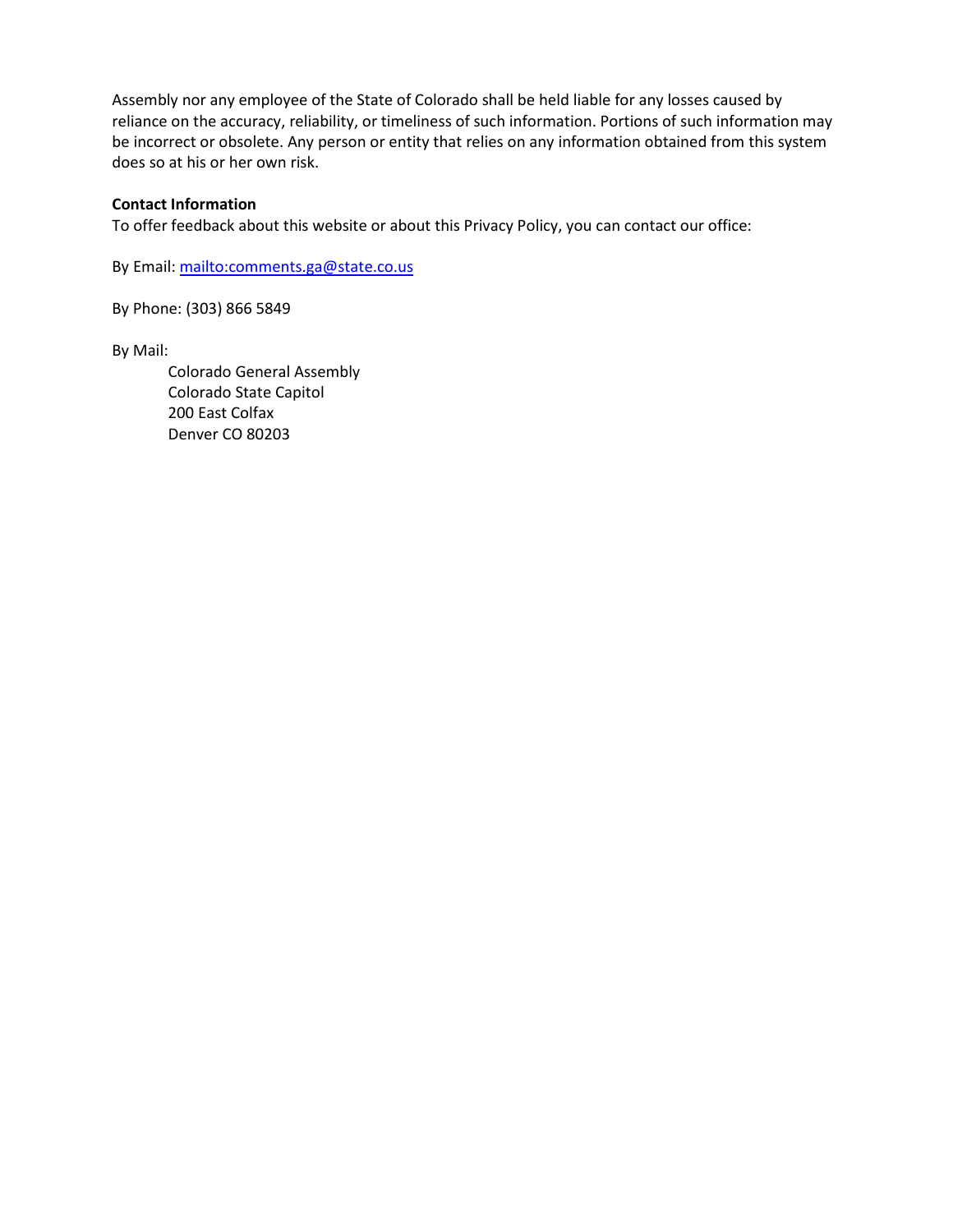Assembly nor any employee of the State of Colorado shall be held liable for any losses caused by reliance on the accuracy, reliability, or timeliness of such information. Portions of such information may be incorrect or obsolete. Any person or entity that relies on any information obtained from this system does so at his or her own risk.

**Contact Information**

To offer feedback about this website or about this Privacy Policy, you can contact our office:

By Email: mailto:comments.ga@state.co.us

By Phone: (303) 866 5849

By Mail:

Colorado General Assembly
Colorado State Capitol
200 East Colfax
Denver CO 80203